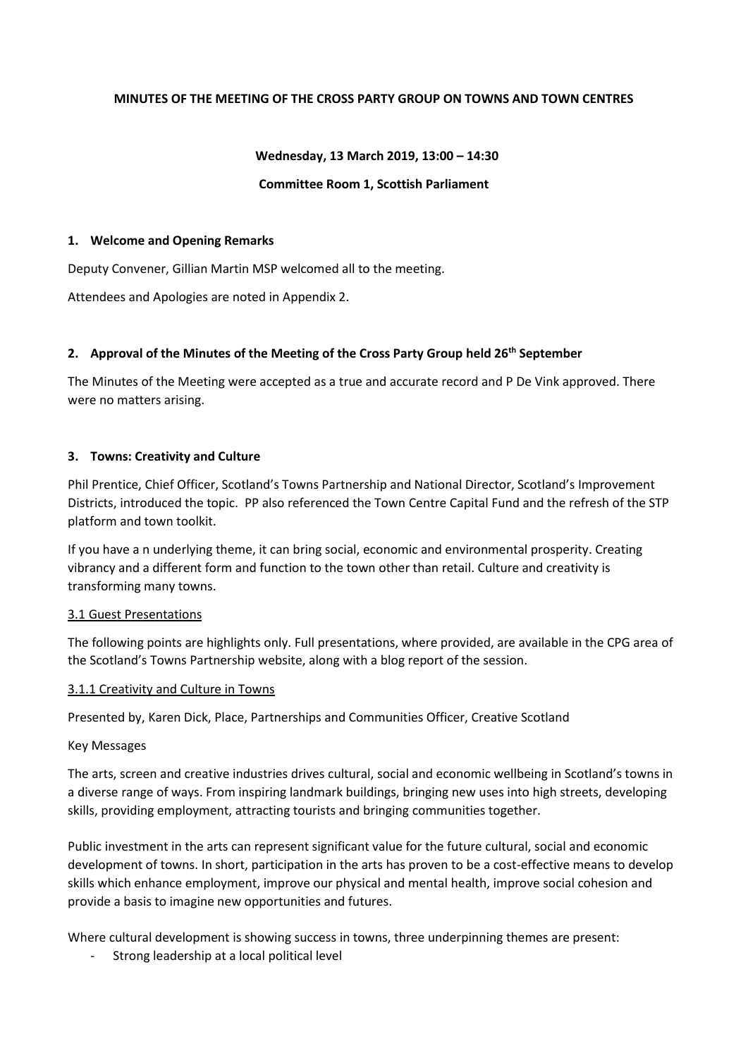# MINUTES OF THE MEETING OF THE CROSS PARTY GROUP ON TOWNS AND TOWN CENTRES

**Wednesday, 13 March 2019, 13:00 – 14:30**

**Committee Room 1, Scottish Parliament**

## 1. Welcome and Opening Remarks

Deputy Convener, Gillian Martin MSP welcomed all to the meeting.

Attendees and Apologies are noted in Appendix 2.

## 2. Approval of the Minutes of the Meeting of the Cross Party Group held 26th September

The Minutes of the Meeting were accepted as a true and accurate record and P De Vink approved. There were no matters arising.

## 3. Towns: Creativity and Culture

Phil Prentice, Chief Officer, Scotland's Towns Partnership and National Director, Scotland's Improvement Districts, introduced the topic. PP also referenced the Town Centre Capital Fund and the refresh of the STP platform and town toolkit.

If you have a n underlying theme, it can bring social, economic and environmental prosperity. Creating vibrancy and a different form and function to the town other than retail. Culture and creativity is transforming many towns.

3.1 Guest Presentations

The following points are highlights only. Full presentations, where provided, are available in the CPG area of the Scotland's Towns Partnership website, along with a blog report of the session.

3.1.1 Creativity and Culture in Towns

Presented by, Karen Dick, Place, Partnerships and Communities Officer, Creative Scotland

Key Messages

The arts, screen and creative industries drives cultural, social and economic wellbeing in Scotland's towns in a diverse range of ways. From inspiring landmark buildings, bringing new uses into high streets, developing skills, providing employment, attracting tourists and bringing communities together.

Public investment in the arts can represent significant value for the future cultural, social and economic development of towns. In short, participation in the arts has proven to be a cost-effective means to develop skills which enhance employment, improve our physical and mental health, improve social cohesion and provide a basis to imagine new opportunities and futures.

Where cultural development is showing success in towns, three underpinning themes are present:

- Strong leadership at a local political level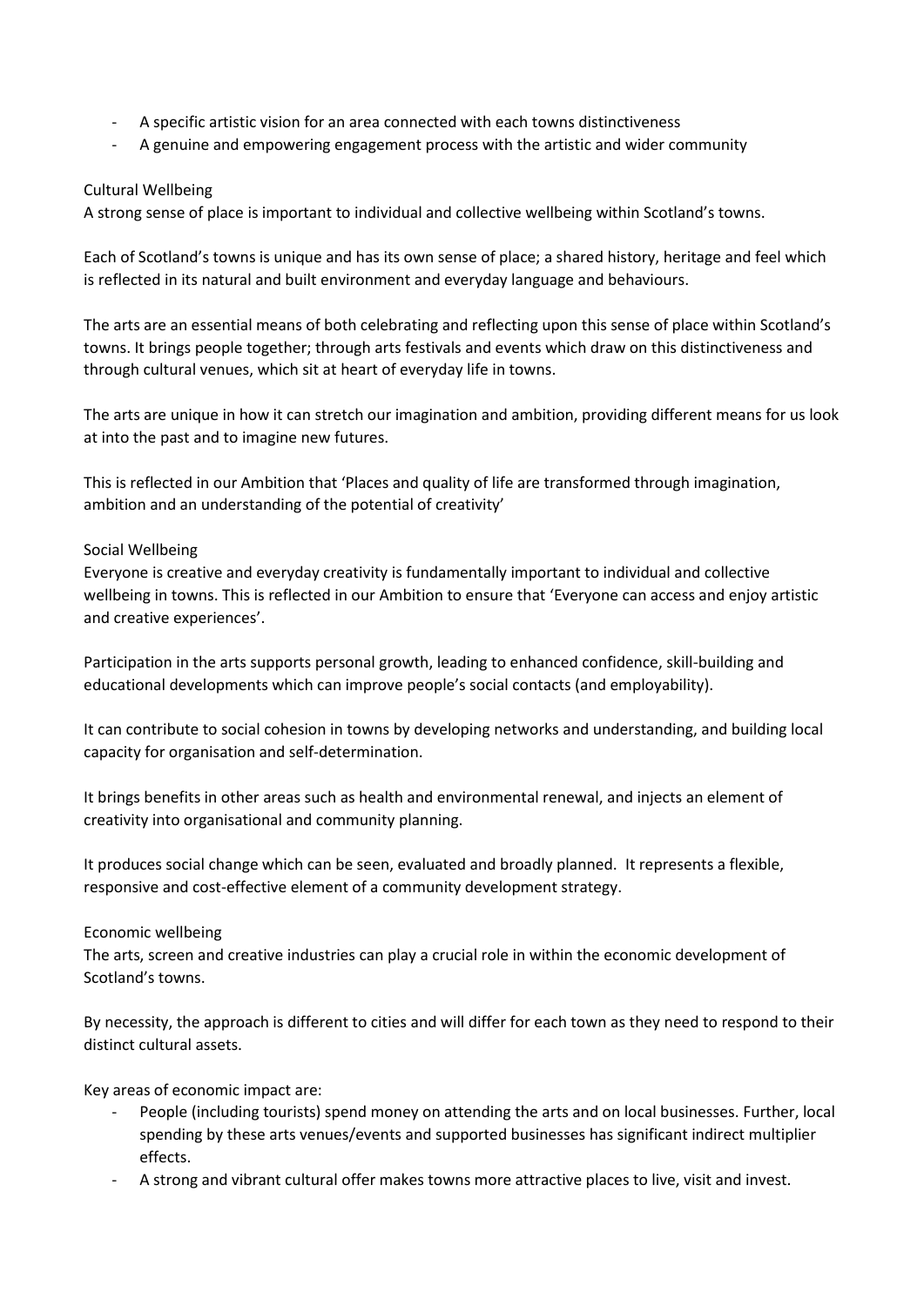- A specific artistic vision for an area connected with each towns distinctiveness
- A genuine and empowering engagement process with the artistic and wider community

Cultural Wellbeing

A strong sense of place is important to individual and collective wellbeing within Scotland's towns.

Each of Scotland's towns is unique and has its own sense of place; a shared history, heritage and feel which is reflected in its natural and built environment and everyday language and behaviours.

The arts are an essential means of both celebrating and reflecting upon this sense of place within Scotland's towns. It brings people together; through arts festivals and events which draw on this distinctiveness and through cultural venues, which sit at heart of everyday life in towns.

The arts are unique in how it can stretch our imagination and ambition, providing different means for us look at into the past and to imagine new futures.

This is reflected in our Ambition that 'Places and quality of life are transformed through imagination, ambition and an understanding of the potential of creativity'

Social Wellbeing

Everyone is creative and everyday creativity is fundamentally important to individual and collective wellbeing in towns. This is reflected in our Ambition to ensure that 'Everyone can access and enjoy artistic and creative experiences'.

Participation in the arts supports personal growth, leading to enhanced confidence, skill-building and educational developments which can improve people's social contacts (and employability).

It can contribute to social cohesion in towns by developing networks and understanding, and building local capacity for organisation and self-determination.

It brings benefits in other areas such as health and environmental renewal, and injects an element of creativity into organisational and community planning.

It produces social change which can be seen, evaluated and broadly planned. It represents a flexible, responsive and cost-effective element of a community development strategy.

Economic wellbeing

The arts, screen and creative industries can play a crucial role in within the economic development of Scotland's towns.

By necessity, the approach is different to cities and will differ for each town as they need to respond to their distinct cultural assets.

Key areas of economic impact are:

- People (including tourists) spend money on attending the arts and on local businesses. Further, local spending by these arts venues/events and supported businesses has significant indirect multiplier effects.
- A strong and vibrant cultural offer makes towns more attractive places to live, visit and invest.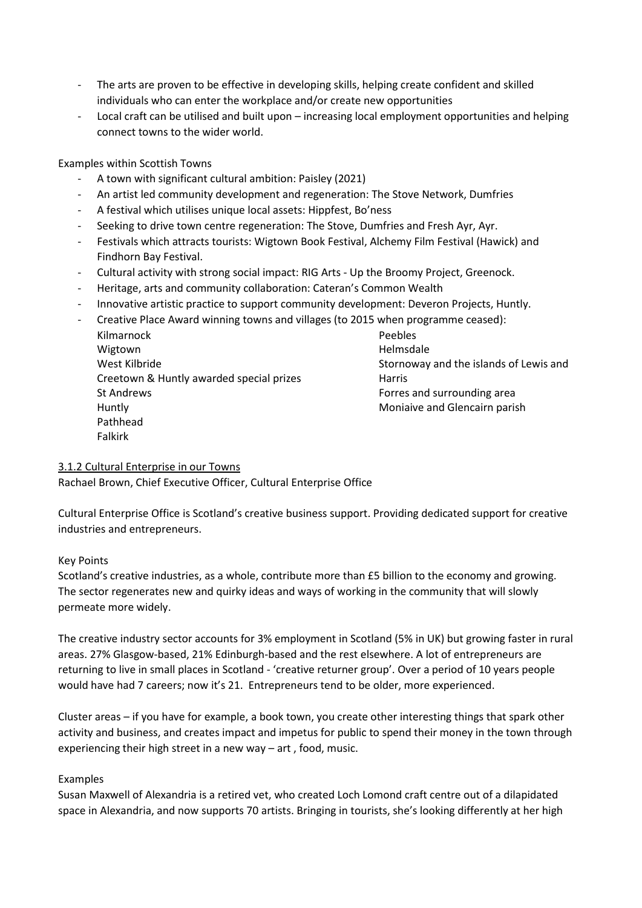- The arts are proven to be effective in developing skills, helping create confident and skilled individuals who can enter the workplace and/or create new opportunities
- Local craft can be utilised and built upon – increasing local employment opportunities and helping connect towns to the wider world.

Examples within Scottish Towns

- A town with significant cultural ambition: Paisley (2021)
- An artist led community development and regeneration: The Stove Network, Dumfries
- A festival which utilises unique local assets: Hippfest, Bo'ness
- Seeking to drive town centre regeneration: The Stove, Dumfries and Fresh Ayr, Ayr.
- Festivals which attracts tourists: Wigtown Book Festival, Alchemy Film Festival (Hawick) and Findhorn Bay Festival.
- Cultural activity with strong social impact: RIG Arts - Up the Broomy Project, Greenock.
- Heritage, arts and community collaboration: Cateran's Common Wealth
- Innovative artistic practice to support community development: Deveron Projects, Huntly.
- Creative Place Award winning towns and villages (to 2015 when programme ceased):
  - Kilmarnock
  - Wigtown
  - West Kilbride
  - Creetown & Huntly awarded special prizes
  - St Andrews
  - Huntly
  - Pathhead
  - Falkirk
  - Peebles
  - Helmsdale
  - Stornoway and the islands of Lewis and Harris
  - Forres and surrounding area
  - Moniaive and Glencairn parish

### 3.1.2 Cultural Enterprise in our Towns

Rachael Brown, Chief Executive Officer, Cultural Enterprise Office

Cultural Enterprise Office is Scotland's creative business support. Providing dedicated support for creative industries and entrepreneurs.

Key Points

Scotland's creative industries, as a whole, contribute more than £5 billion to the economy and growing. The sector regenerates new and quirky ideas and ways of working in the community that will slowly permeate more widely.

The creative industry sector accounts for 3% employment in Scotland (5% in UK) but growing faster in rural areas. 27% Glasgow-based, 21% Edinburgh-based and the rest elsewhere. A lot of entrepreneurs are returning to live in small places in Scotland - 'creative returner group'. Over a period of 10 years people would have had 7 careers; now it's 21. Entrepreneurs tend to be older, more experienced.

Cluster areas – if you have for example, a book town, you create other interesting things that spark other activity and business, and creates impact and impetus for public to spend their money in the town through experiencing their high street in a new way – art , food, music.

Examples

Susan Maxwell of Alexandria is a retired vet, who created Loch Lomond craft centre out of a dilapidated space in Alexandria, and now supports 70 artists. Bringing in tourists, she's looking differently at her high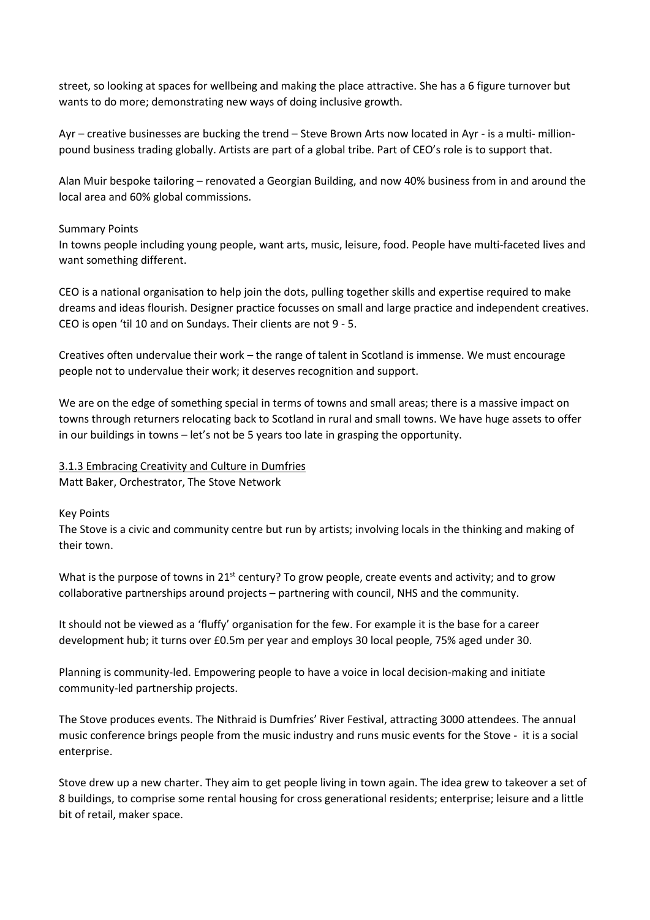street, so looking at spaces for wellbeing and making the place attractive. She has a 6 figure turnover but wants to do more; demonstrating new ways of doing inclusive growth.

Ayr – creative businesses are bucking the trend – Steve Brown Arts now located in Ayr - is a multi- million-pound business trading globally. Artists are part of a global tribe. Part of CEO's role is to support that.

Alan Muir bespoke tailoring – renovated a Georgian Building, and now 40% business from in and around the local area and 60% global commissions.

Summary Points

In towns people including young people, want arts, music, leisure, food. People have multi-faceted lives and want something different.

CEO is a national organisation to help join the dots, pulling together skills and expertise required to make dreams and ideas flourish. Designer practice focusses on small and large practice and independent creatives. CEO is open 'til 10 and on Sundays. Their clients are not 9 - 5.

Creatives often undervalue their work – the range of talent in Scotland is immense. We must encourage people not to undervalue their work; it deserves recognition and support.

We are on the edge of something special in terms of towns and small areas; there is a massive impact on towns through returners relocating back to Scotland in rural and small towns. We have huge assets to offer in our buildings in towns – let's not be 5 years too late in grasping the opportunity.

<u>3.1.3 Embracing Creativity and Culture in Dumfries</u>

Matt Baker, Orchestrator, The Stove Network

Key Points

The Stove is a civic and community centre but run by artists; involving locals in the thinking and making of their town.

What is the purpose of towns in 21st century? To grow people, create events and activity; and to grow collaborative partnerships around projects – partnering with council, NHS and the community.

It should not be viewed as a 'fluffy' organisation for the few. For example it is the base for a career development hub; it turns over £0.5m per year and employs 30 local people, 75% aged under 30.

Planning is community-led. Empowering people to have a voice in local decision-making and initiate community-led partnership projects.

The Stove produces events. The Nithraid is Dumfries' River Festival, attracting 3000 attendees. The annual music conference brings people from the music industry and runs music events for the Stove - it is a social enterprise.

Stove drew up a new charter. They aim to get people living in town again. The idea grew to takeover a set of 8 buildings, to comprise some rental housing for cross generational residents; enterprise; leisure and a little bit of retail, maker space.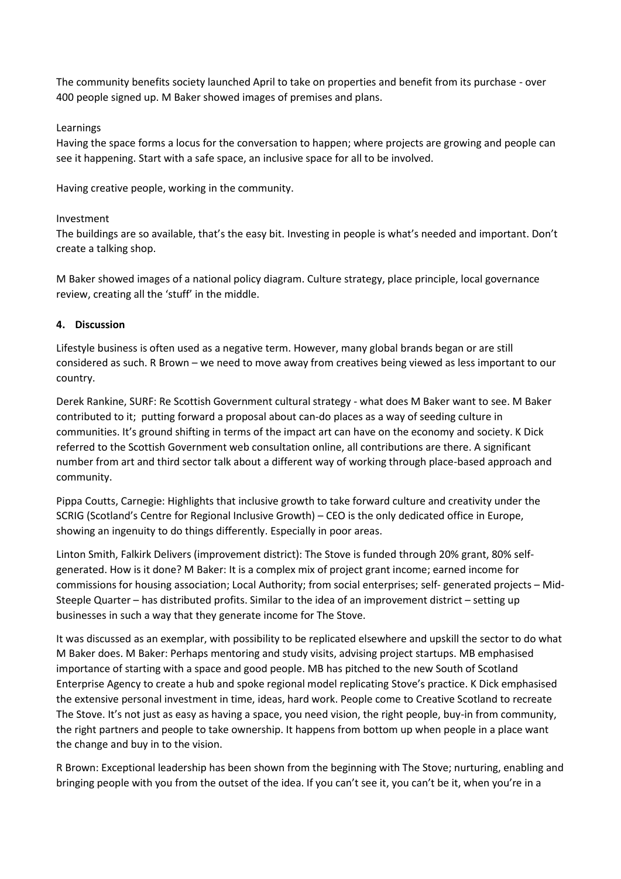The community benefits society launched April to take on properties and benefit from its purchase - over 400 people signed up. M Baker showed images of premises and plans.

Learnings

Having the space forms a locus for the conversation to happen; where projects are growing and people can see it happening. Start with a safe space, an inclusive space for all to be involved.

Having creative people, working in the community.

Investment

The buildings are so available, that's the easy bit. Investing in people is what's needed and important. Don't create a talking shop.

M Baker showed images of a national policy diagram. Culture strategy, place principle, local governance review, creating all the 'stuff' in the middle.

### 4. Discussion

Lifestyle business is often used as a negative term. However, many global brands began or are still considered as such. R Brown – we need to move away from creatives being viewed as less important to our country.

Derek Rankine, SURF: Re Scottish Government cultural strategy - what does M Baker want to see. M Baker contributed to it; putting forward a proposal about can-do places as a way of seeding culture in communities. It's ground shifting in terms of the impact art can have on the economy and society. K Dick referred to the Scottish Government web consultation online, all contributions are there. A significant number from art and third sector talk about a different way of working through place-based approach and community.

Pippa Coutts, Carnegie: Highlights that inclusive growth to take forward culture and creativity under the SCRIG (Scotland's Centre for Regional Inclusive Growth) – CEO is the only dedicated office in Europe, showing an ingenuity to do things differently. Especially in poor areas.

Linton Smith, Falkirk Delivers (improvement district): The Stove is funded through 20% grant, 80% self-generated. How is it done? M Baker: It is a complex mix of project grant income; earned income for commissions for housing association; Local Authority; from social enterprises; self- generated projects – Mid-Steeple Quarter – has distributed profits. Similar to the idea of an improvement district – setting up businesses in such a way that they generate income for The Stove.

It was discussed as an exemplar, with possibility to be replicated elsewhere and upskill the sector to do what M Baker does. M Baker: Perhaps mentoring and study visits, advising project startups. MB emphasised importance of starting with a space and good people. MB has pitched to the new South of Scotland Enterprise Agency to create a hub and spoke regional model replicating Stove's practice. K Dick emphasised the extensive personal investment in time, ideas, hard work. People come to Creative Scotland to recreate The Stove. It's not just as easy as having a space, you need vision, the right people, buy-in from community, the right partners and people to take ownership. It happens from bottom up when people in a place want the change and buy in to the vision.

R Brown: Exceptional leadership has been shown from the beginning with The Stove; nurturing, enabling and bringing people with you from the outset of the idea. If you can't see it, you can't be it, when you're in a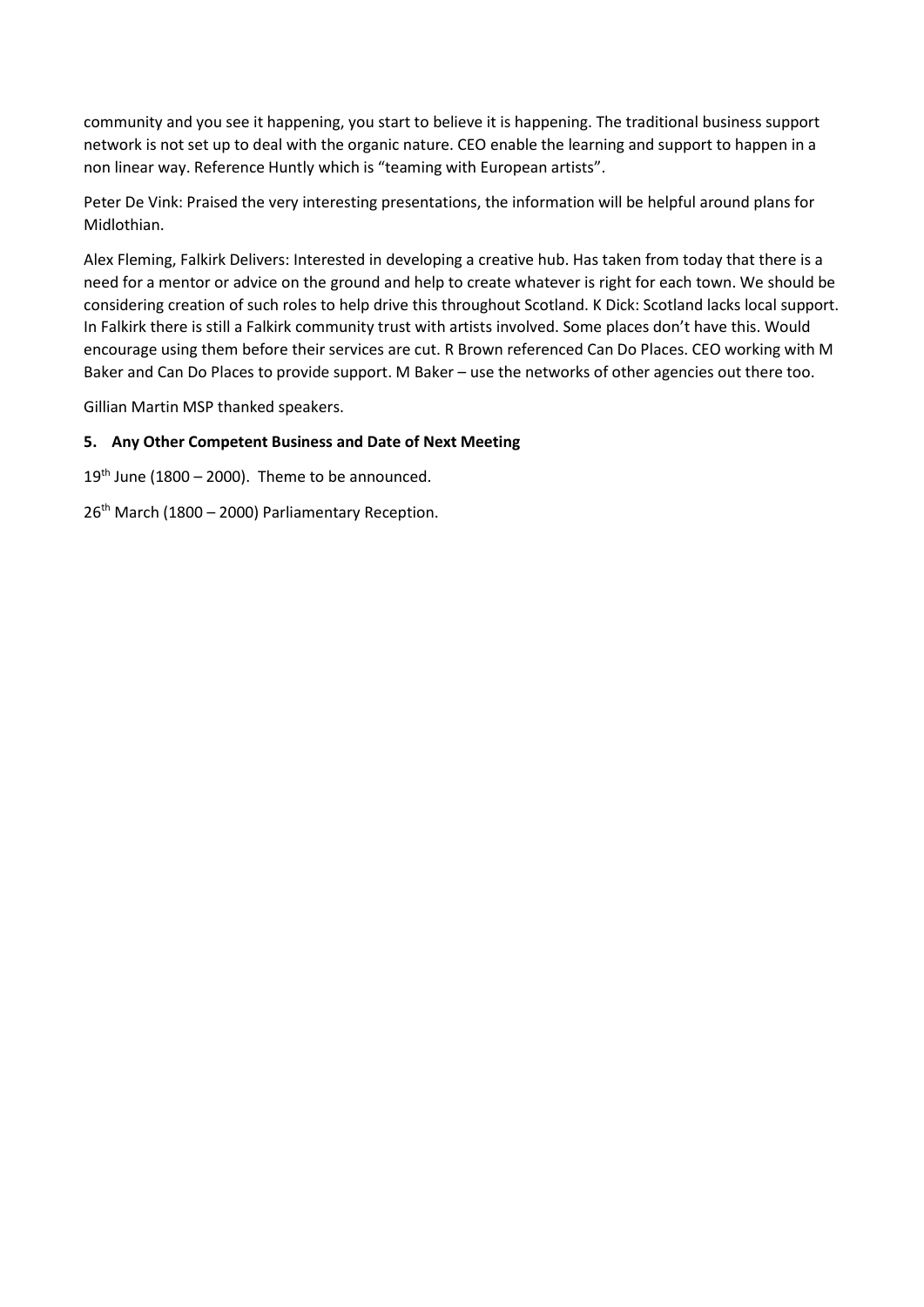community and you see it happening, you start to believe it is happening. The traditional business support network is not set up to deal with the organic nature. CEO enable the learning and support to happen in a non linear way. Reference Huntly which is "teaming with European artists".

Peter De Vink: Praised the very interesting presentations, the information will be helpful around plans for Midlothian.

Alex Fleming, Falkirk Delivers: Interested in developing a creative hub. Has taken from today that there is a need for a mentor or advice on the ground and help to create whatever is right for each town. We should be considering creation of such roles to help drive this throughout Scotland. K Dick: Scotland lacks local support. In Falkirk there is still a Falkirk community trust with artists involved. Some places don't have this. Would encourage using them before their services are cut. R Brown referenced Can Do Places. CEO working with M Baker and Can Do Places to provide support. M Baker – use the networks of other agencies out there too.

Gillian Martin MSP thanked speakers.

**5. Any Other Competent Business and Date of Next Meeting**

19th June (1800 – 2000). Theme to be announced.

26th March (1800 – 2000) Parliamentary Reception.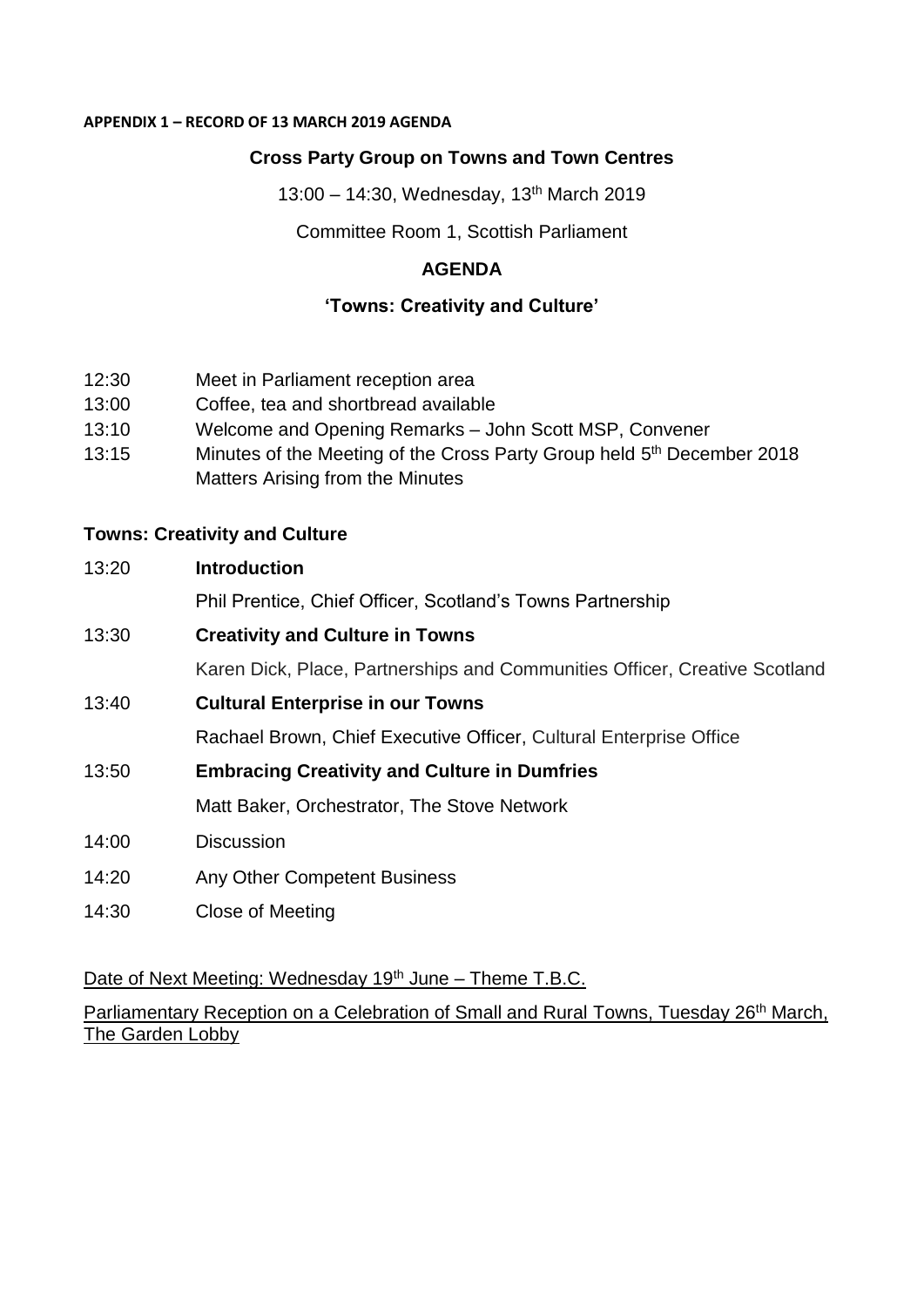**APPENDIX 1 – RECORD OF 13 MARCH 2019 AGENDA**

**Cross Party Group on Towns and Town Centres**

13:00 – 14:30, Wednesday, 13th March 2019

Committee Room 1, Scottish Parliament

**AGENDA**

**'Towns: Creativity and Culture'**

12:30 Meet in Parliament reception area

13:00 Coffee, tea and shortbread available

13:10 Welcome and Opening Remarks – John Scott MSP, Convener

13:15 Minutes of the Meeting of the Cross Party Group held 5th December 2018
Matters Arising from the Minutes

**Towns: Creativity and Culture**

13:20 **Introduction**

Phil Prentice, Chief Officer, Scotland's Towns Partnership

13:30 **Creativity and Culture in Towns**

Karen Dick, Place, Partnerships and Communities Officer, Creative Scotland

13:40 **Cultural Enterprise in our Towns**

Rachael Brown, Chief Executive Officer, Cultural Enterprise Office

13:50 **Embracing Creativity and Culture in Dumfries**

Matt Baker, Orchestrator, The Stove Network

14:00 Discussion

14:20 Any Other Competent Business

14:30 Close of Meeting

Date of Next Meeting: Wednesday 19th June – Theme T.B.C.

Parliamentary Reception on a Celebration of Small and Rural Towns, Tuesday 26th March, The Garden Lobby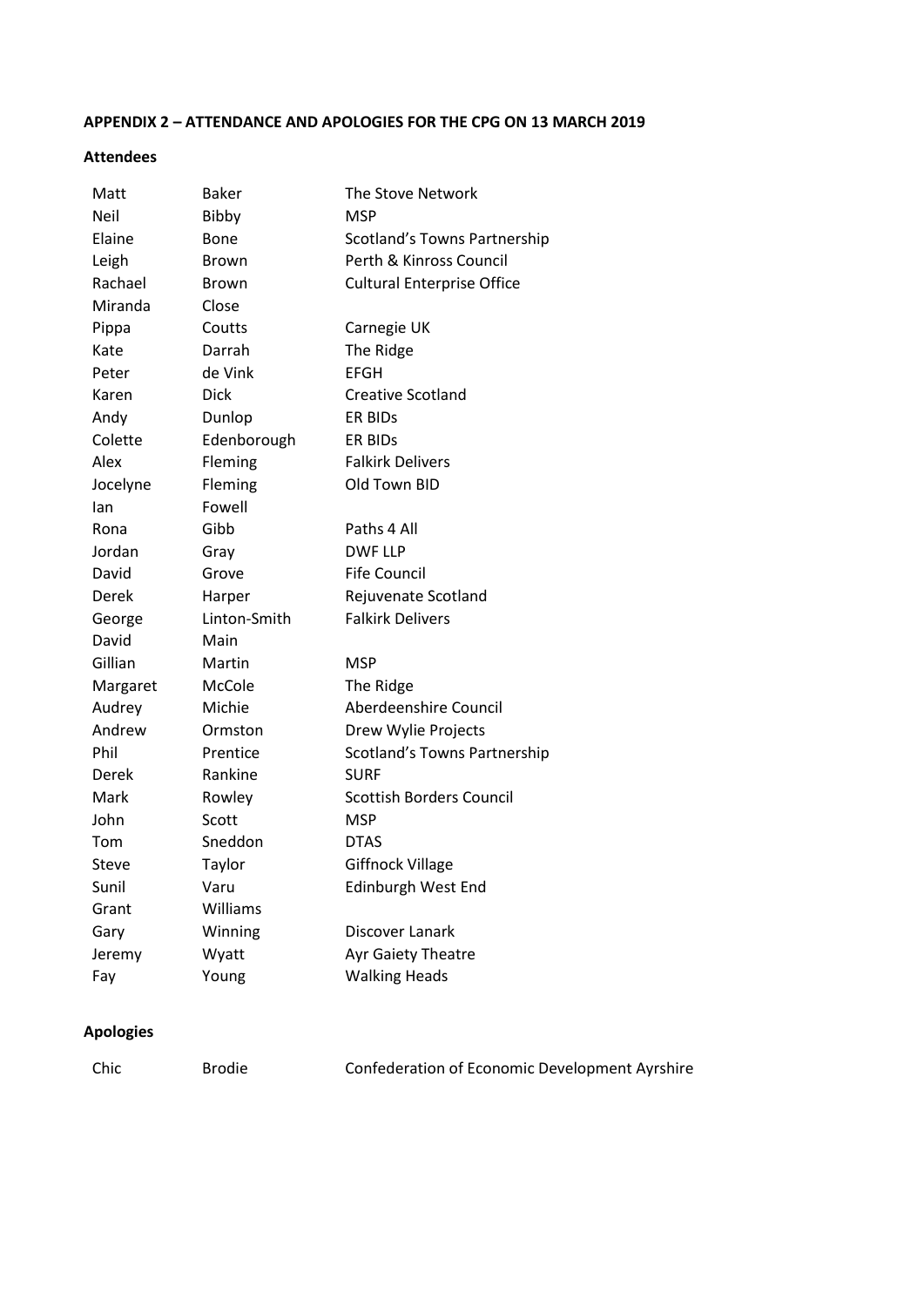**APPENDIX 2 – ATTENDANCE AND APOLOGIES FOR THE CPG ON 13 MARCH 2019**

**Attendees**

| | | |
|---|---|---|
| Matt | Baker | The Stove Network |
| Neil | Bibby | MSP |
| Elaine | Bone | Scotland's Towns Partnership |
| Leigh | Brown | Perth & Kinross Council |
| Rachael | Brown | Cultural Enterprise Office |
| Miranda | Close | |
| Pippa | Coutts | Carnegie UK |
| Kate | Darrah | The Ridge |
| Peter | de Vink | EFGH |
| Karen | Dick | Creative Scotland |
| Andy | Dunlop | ER BIDs |
| Colette | Edenborough | ER BIDs |
| Alex | Fleming | Falkirk Delivers |
| Jocelyne | Fleming | Old Town BID |
| Ian | Fowell | |
| Rona | Gibb | Paths 4 All |
| Jordan | Gray | DWF LLP |
| David | Grove | Fife Council |
| Derek | Harper | Rejuvenate Scotland |
| George | Linton-Smith | Falkirk Delivers |
| David | Main | |
| Gillian | Martin | MSP |
| Margaret | McCole | The Ridge |
| Audrey | Michie | Aberdeenshire Council |
| Andrew | Ormston | Drew Wylie Projects |
| Phil | Prentice | Scotland's Towns Partnership |
| Derek | Rankine | SURF |
| Mark | Rowley | Scottish Borders Council |
| John | Scott | MSP |
| Tom | Sneddon | DTAS |
| Steve | Taylor | Giffnock Village |
| Sunil | Varu | Edinburgh West End |
| Grant | Williams | |
| Gary | Winning | Discover Lanark |
| Jeremy | Wyatt | Ayr Gaiety Theatre |
| Fay | Young | Walking Heads |

**Apologies**

| | | |
|---|---|---|
| Chic | Brodie | Confederation of Economic Development Ayrshire |